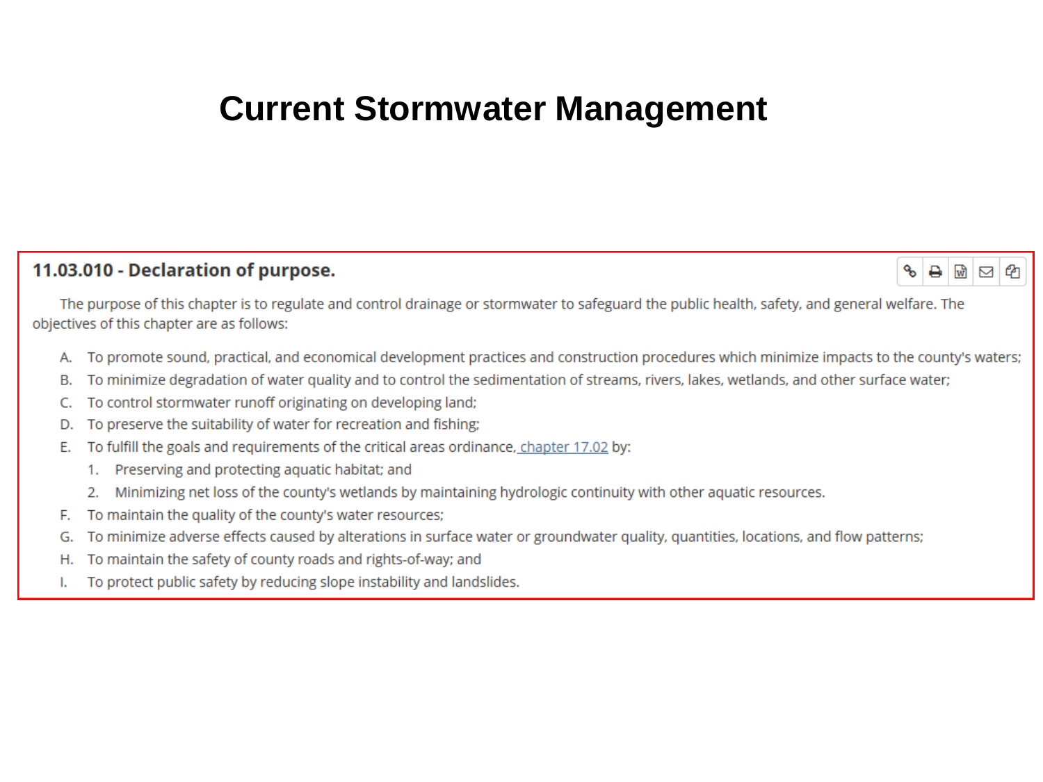# Current Stormwater Management

## 11.03.010 - Declaration of purpose.

The purpose of this chapter is to regulate and control drainage or stormwater to safeguard the public health, safety, and general welfare. The objectives of this chapter are as follows:

A. To promote sound, practical, and economical development practices and construction procedures which minimize impacts to the county's waters;

B. To minimize degradation of water quality and to control the sedimentation of streams, rivers, lakes, wetlands, and other surface water;

C. To control stormwater runoff originating on developing land;

D. To preserve the suitability of water for recreation and fishing;

E. To fulfill the goals and requirements of the critical areas ordinance, chapter 17.02 by:

1. Preserving and protecting aquatic habitat; and
2. Minimizing net loss of the county's wetlands by maintaining hydrologic continuity with other aquatic resources.

F. To maintain the quality of the county's water resources;

G. To minimize adverse effects caused by alterations in surface water or groundwater quality, quantities, locations, and flow patterns;

H. To maintain the safety of county roads and rights-of-way; and

I. To protect public safety by reducing slope instability and landslides.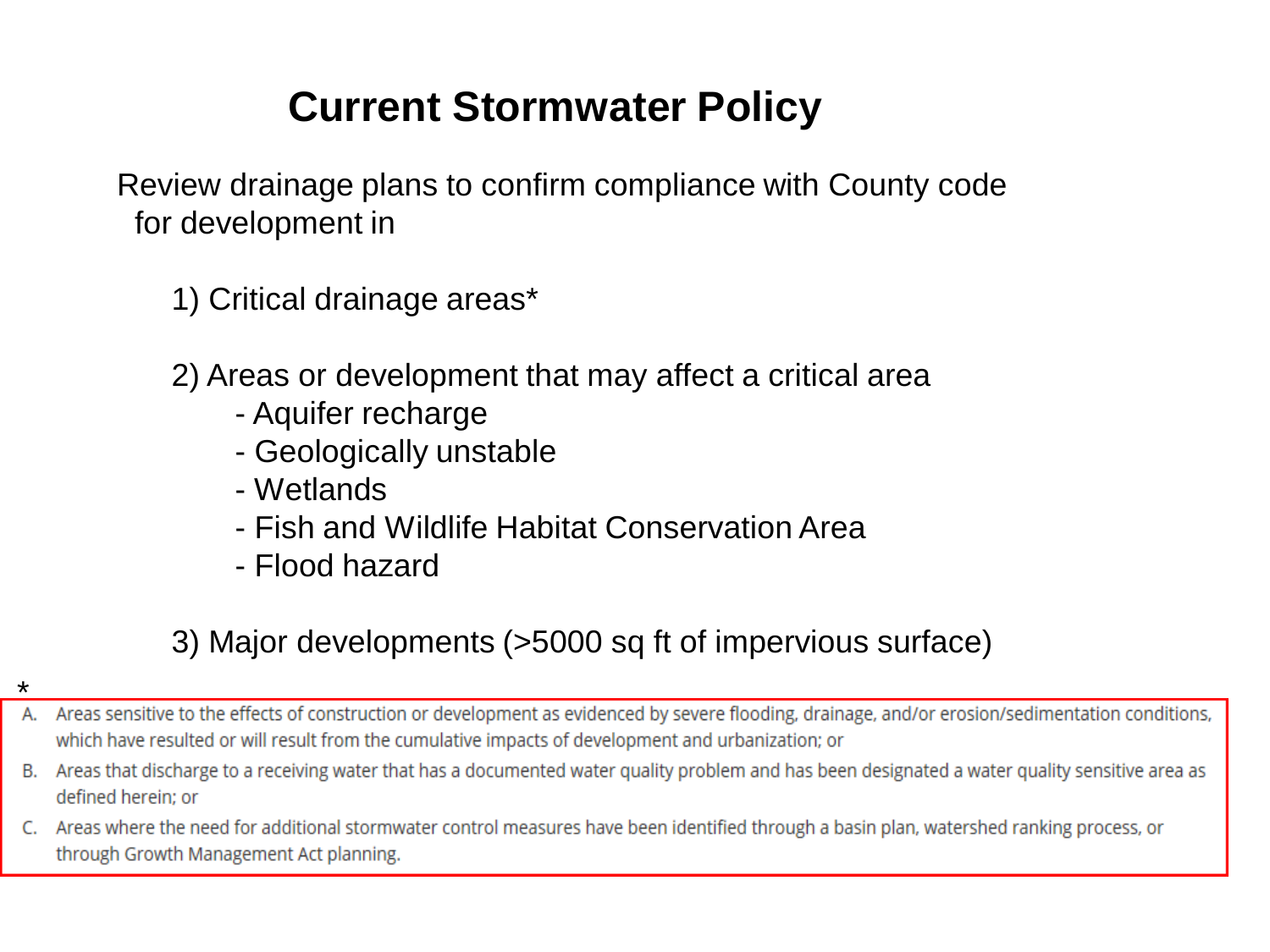# Current Stormwater Policy

Review drainage plans to confirm compliance with County code for development in

1) Critical drainage areas*

2) Areas or development that may affect a critical area
   - Aquifer recharge
   - Geologically unstable
   - Wetlands
   - Fish and Wildlife Habitat Conservation Area
   - Flood hazard

3) Major developments (>5000 sq ft of impervious surface)

*

A. Areas sensitive to the effects of construction or development as evidenced by severe flooding, drainage, and/or erosion/sedimentation conditions, which have resulted or will result from the cumulative impacts of development and urbanization; or

B. Areas that discharge to a receiving water that has a documented water quality problem and has been designated a water quality sensitive area as defined herein; or

C. Areas where the need for additional stormwater control measures have been identified through a basin plan, watershed ranking process, or through Growth Management Act planning.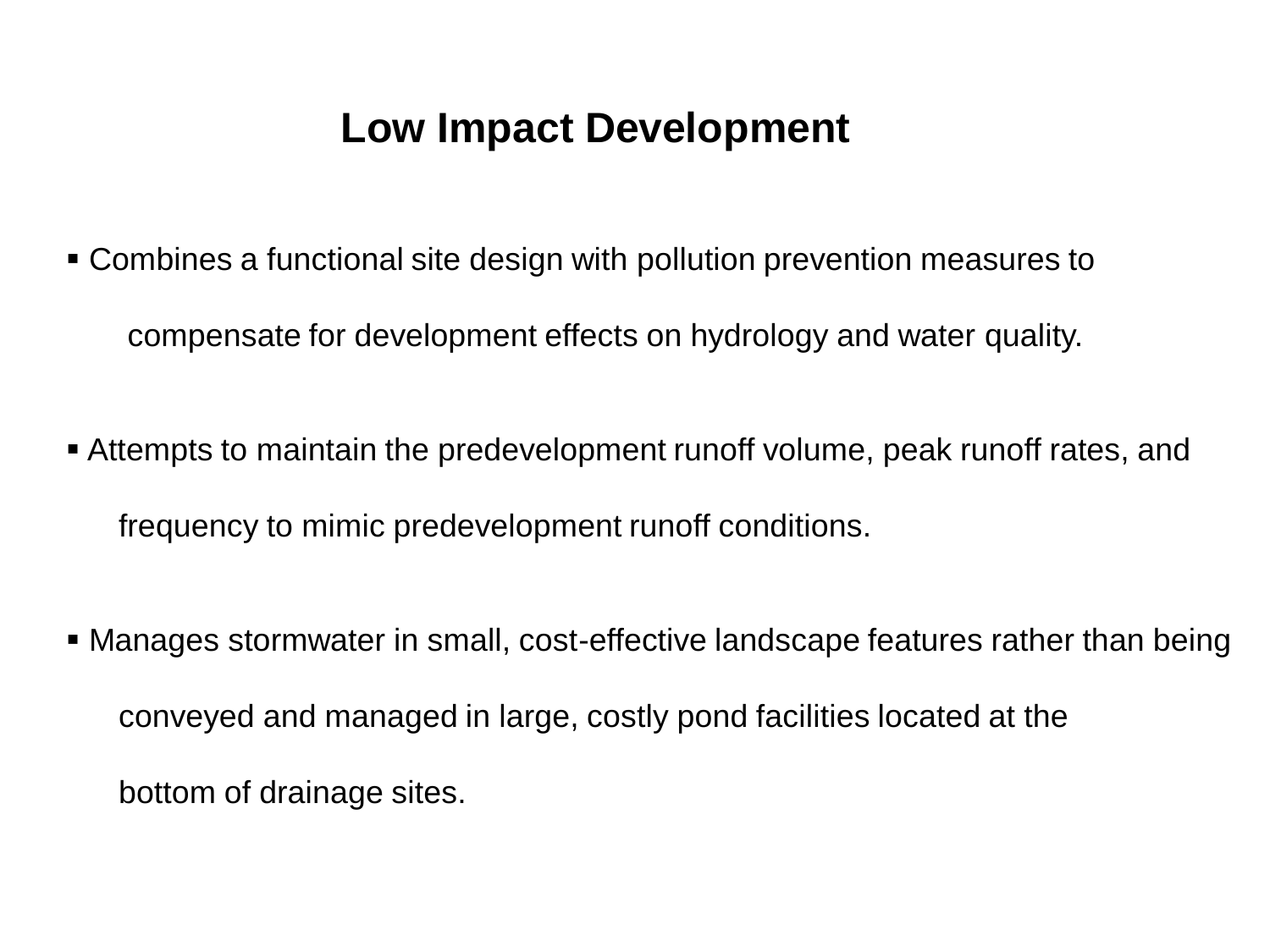# Low Impact Development

- Combines a functional site design with pollution prevention measures to compensate for development effects on hydrology and water quality.
- Attempts to maintain the predevelopment runoff volume, peak runoff rates, and frequency to mimic predevelopment runoff conditions.
- Manages stormwater in small, cost-effective landscape features rather than being conveyed and managed in large, costly pond facilities located at the bottom of drainage sites.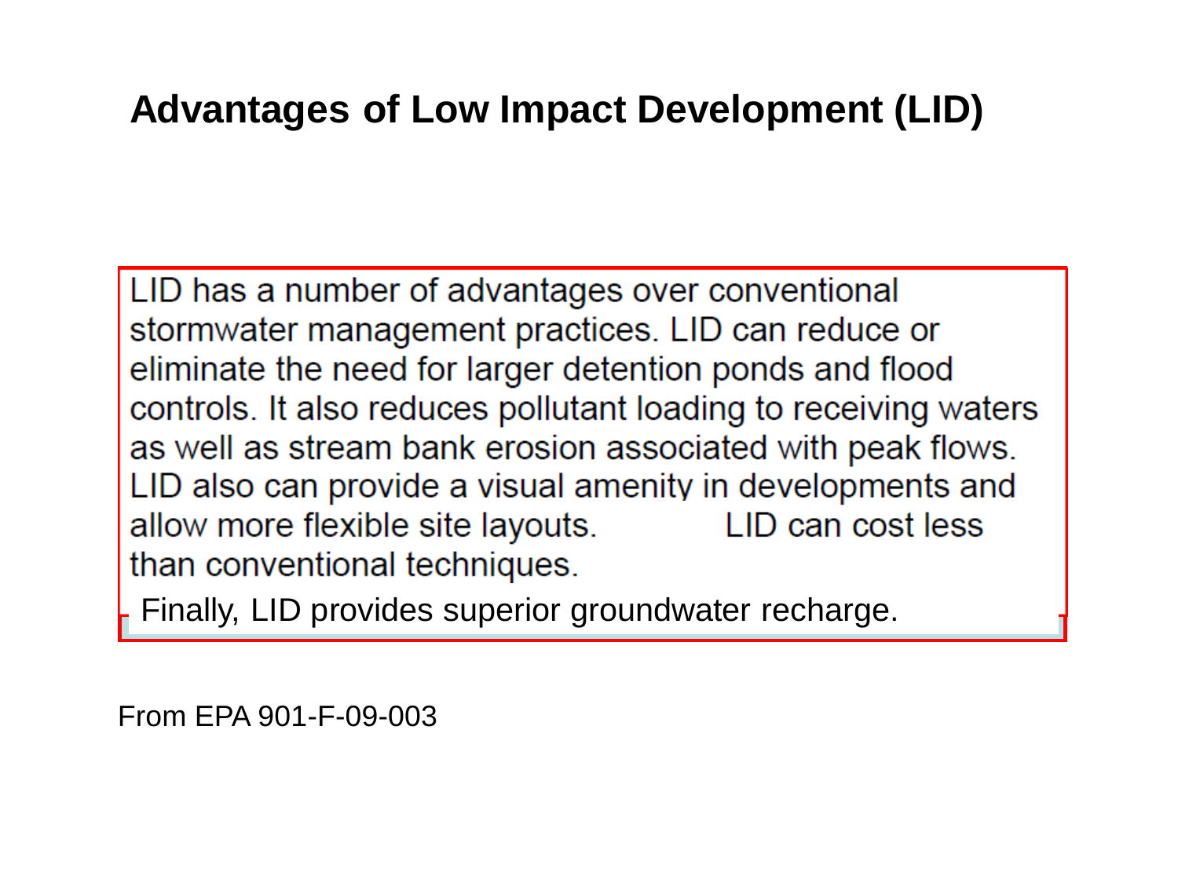# Advantages of Low Impact Development (LID)

LID has a number of advantages over conventional stormwater management practices. LID can reduce or eliminate the need for larger detention ponds and flood controls. It also reduces pollutant loading to receiving waters as well as stream bank erosion associated with peak flows. LID also can provide a visual amenity in developments and allow more flexible site layouts. LID can cost less than conventional techniques.

Finally, LID provides superior groundwater recharge.

From EPA 901-F-09-003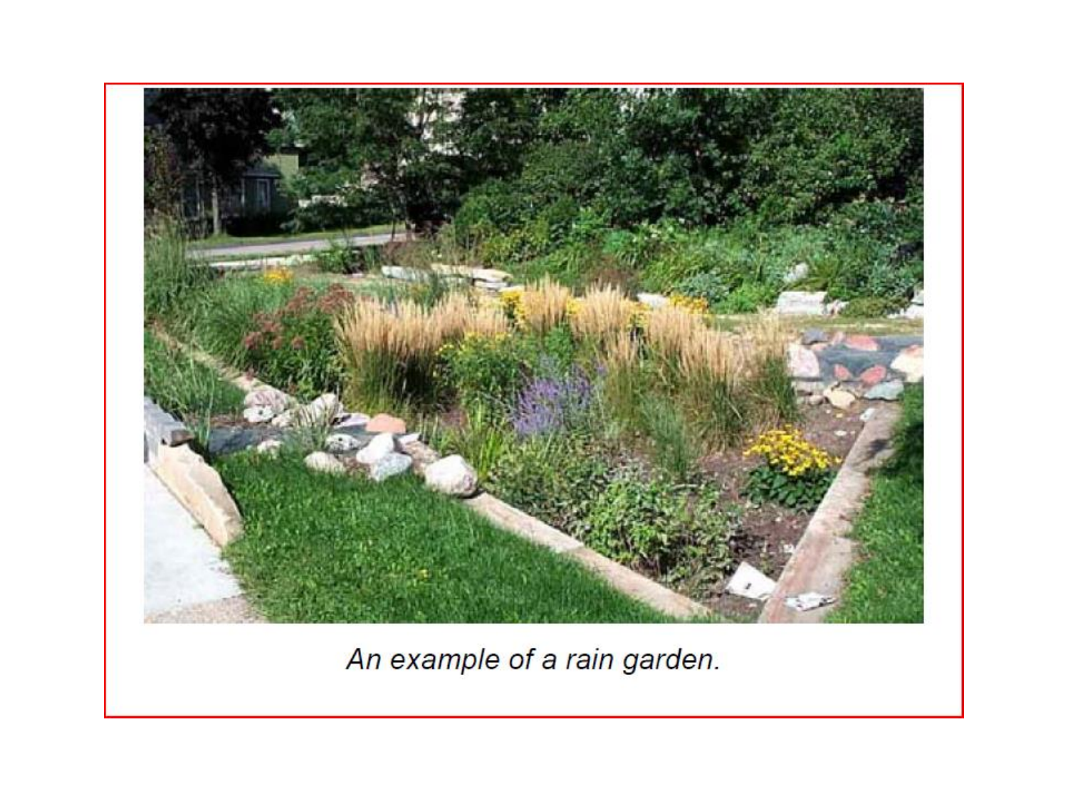*An example of a rain garden.*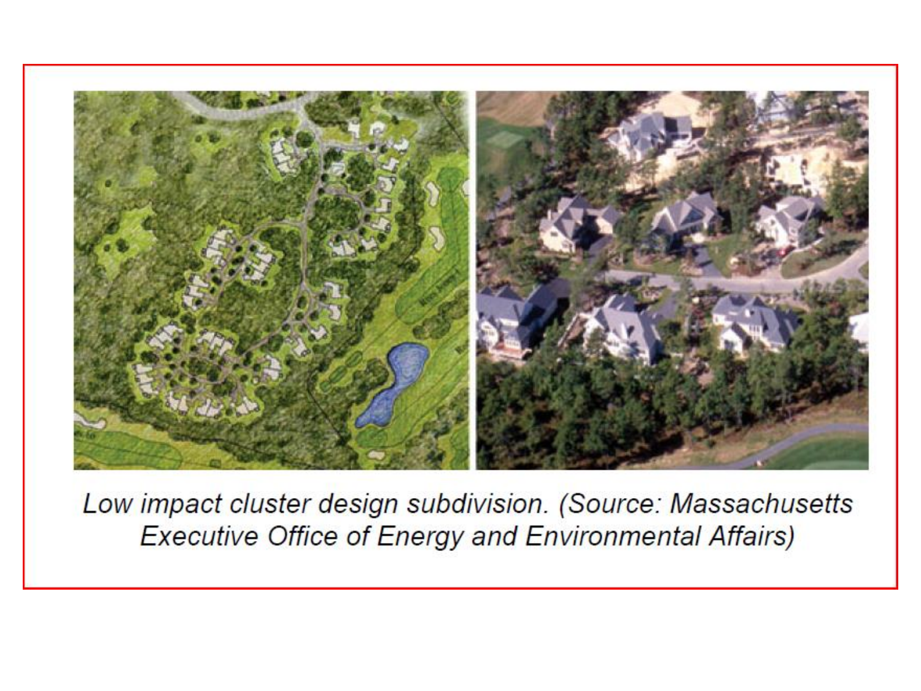*Low impact cluster design subdivision. (Source: Massachusetts Executive Office of Energy and Environmental Affairs)*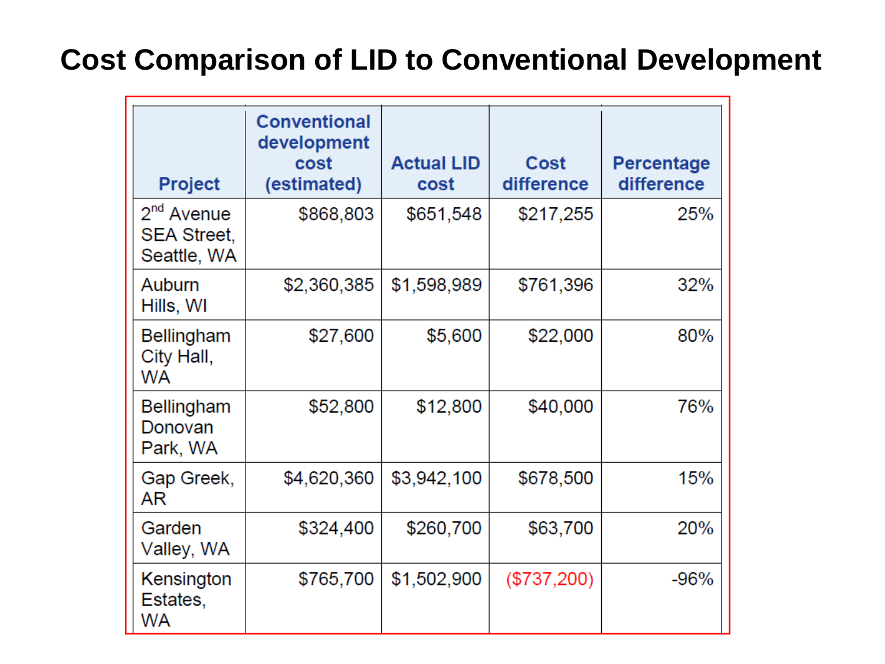# Cost Comparison of LID to Conventional Development

| Project | Conventional development cost (estimated) | Actual LID cost | Cost difference | Percentage difference |
|---|---|---|---|---|
| 2nd Avenue SEA Street, Seattle, WA | $868,803 | $651,548 | $217,255 | 25% |
| Auburn Hills, WI | $2,360,385 | $1,598,989 | $761,396 | 32% |
| Bellingham City Hall, WA | $27,600 | $5,600 | $22,000 | 80% |
| Bellingham Donovan Park, WA | $52,800 | $12,800 | $40,000 | 76% |
| Gap Greek, AR | $4,620,360 | $3,942,100 | $678,500 | 15% |
| Garden Valley, WA | $324,400 | $260,700 | $63,700 | 20% |
| Kensington Estates, WA | $765,700 | $1,502,900 | ($737,200) | -96% |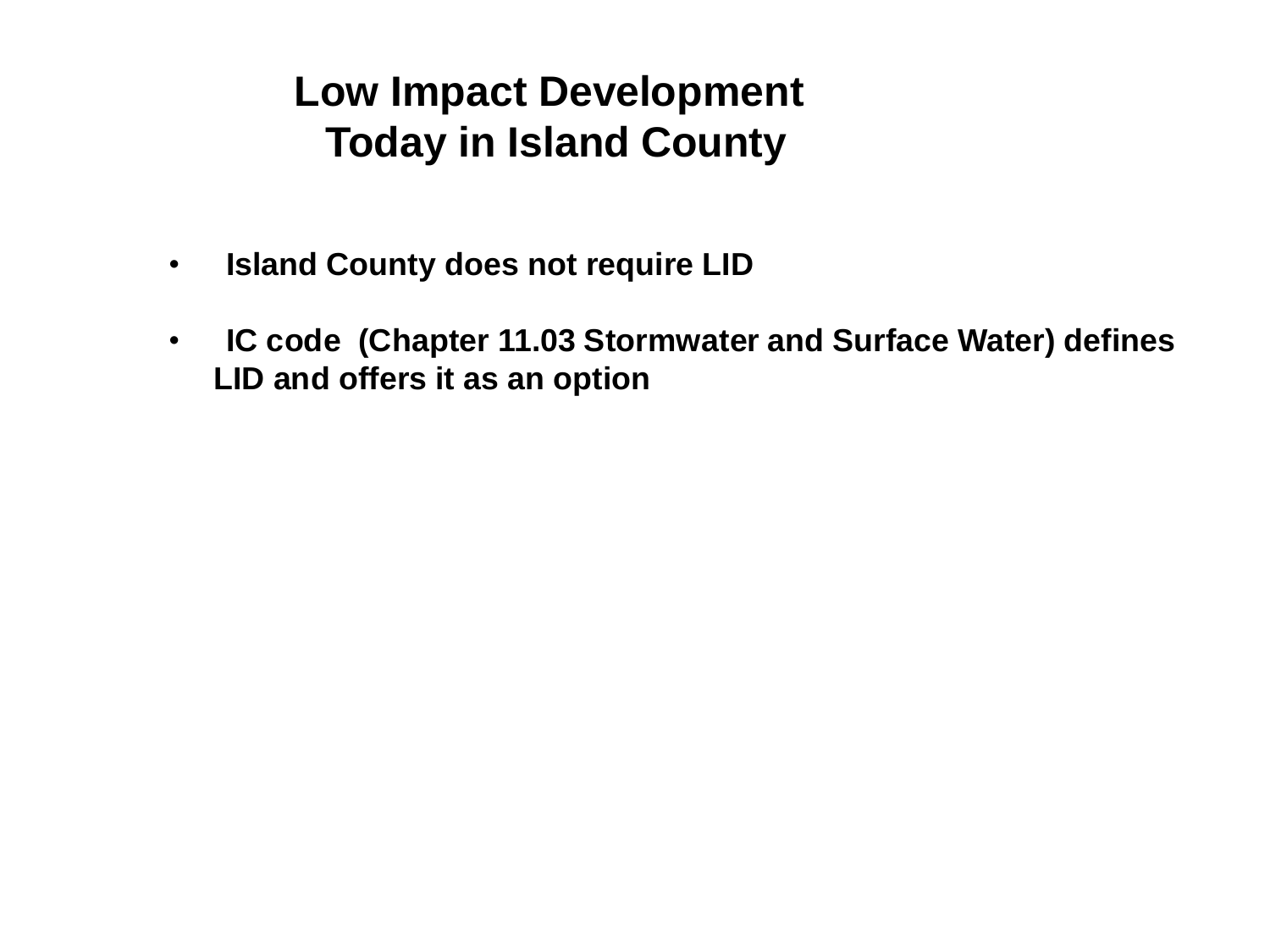# Low Impact Development Today in Island County

- Island County does not require LID
- IC code (Chapter 11.03 Stormwater and Surface Water) defines LID and offers it as an option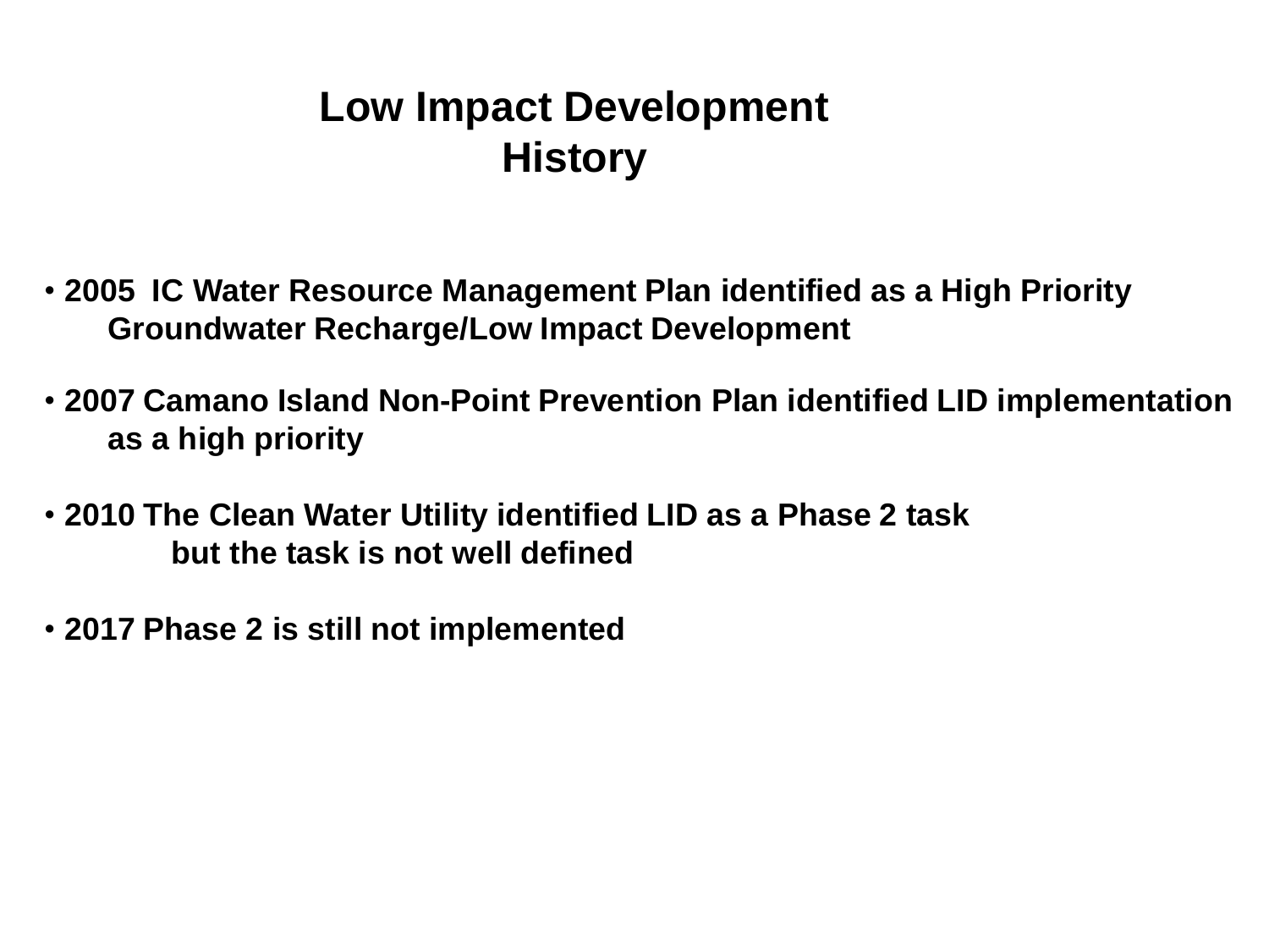# Low Impact Development History

- **2005 IC Water Resource Management Plan identified as a High Priority Groundwater Recharge/Low Impact Development**

- **2007 Camano Island Non-Point Prevention Plan identified LID implementation as a high priority**

- **2010 The Clean Water Utility identified LID as a Phase 2 task but the task is not well defined**

- **2017 Phase 2 is still not implemented**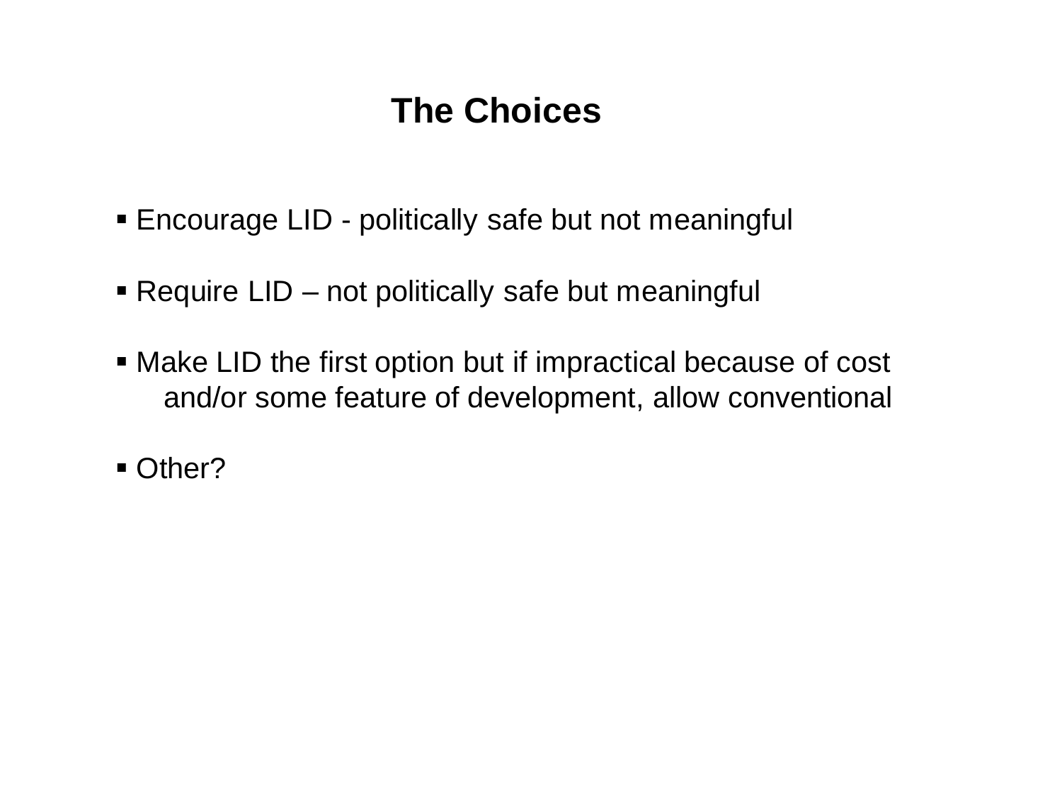# The Choices

- Encourage LID - politically safe but not meaningful
- Require LID – not politically safe but meaningful
- Make LID the first option but if impractical because of cost and/or some feature of development, allow conventional
- Other?